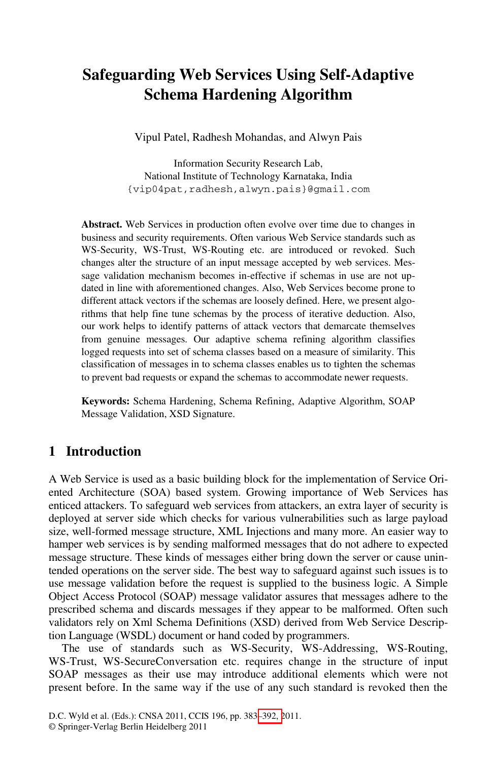# Safeguarding Web Services Using Self-Adaptive Schema Hardening Algorithm

Vipul Patel, Radhesh Mohandas, and Alwyn Pais

Information Security Research Lab,
National Institute of Technology Karnataka, India
{vip04pat,radhesh,alwyn.pais}@gmail.com

**Abstract.** Web Services in production often evolve over time due to changes in business and security requirements. Often various Web Service standards such as WS-Security, WS-Trust, WS-Routing etc. are introduced or revoked. Such changes alter the structure of an input message accepted by web services. Message validation mechanism becomes in-effective if schemas in use are not updated in line with aforementioned changes. Also, Web Services become prone to different attack vectors if the schemas are loosely defined. Here, we present algorithms that help fine tune schemas by the process of iterative deduction. Also, our work helps to identify patterns of attack vectors that demarcate themselves from genuine messages. Our adaptive schema refining algorithm classifies logged requests into set of schema classes based on a measure of similarity. This classification of messages in to schema classes enables us to tighten the schemas to prevent bad requests or expand the schemas to accommodate newer requests.

**Keywords:** Schema Hardening, Schema Refining, Adaptive Algorithm, SOAP Message Validation, XSD Signature.

## 1 Introduction

A Web Service is used as a basic building block for the implementation of Service Oriented Architecture (SOA) based system. Growing importance of Web Services has enticed attackers. To safeguard web services from attackers, an extra layer of security is deployed at server side which checks for various vulnerabilities such as large payload size, well-formed message structure, XML Injections and many more. An easier way to hamper web services is by sending malformed messages that do not adhere to expected message structure. These kinds of messages either bring down the server or cause unintended operations on the server side. The best way to safeguard against such issues is to use message validation before the request is supplied to the business logic. A Simple Object Access Protocol (SOAP) message validator assures that messages adhere to the prescribed schema and discards messages if they appear to be malformed. Often such validators rely on Xml Schema Definitions (XSD) derived from Web Service Description Language (WSDL) document or hand coded by programmers.

The use of standards such as WS-Security, WS-Addressing, WS-Routing, WS-Trust, WS-SecureConversation etc. requires change in the structure of input SOAP messages as their use may introduce additional elements which were not present before. In the same way if the use of any such standard is revoked then the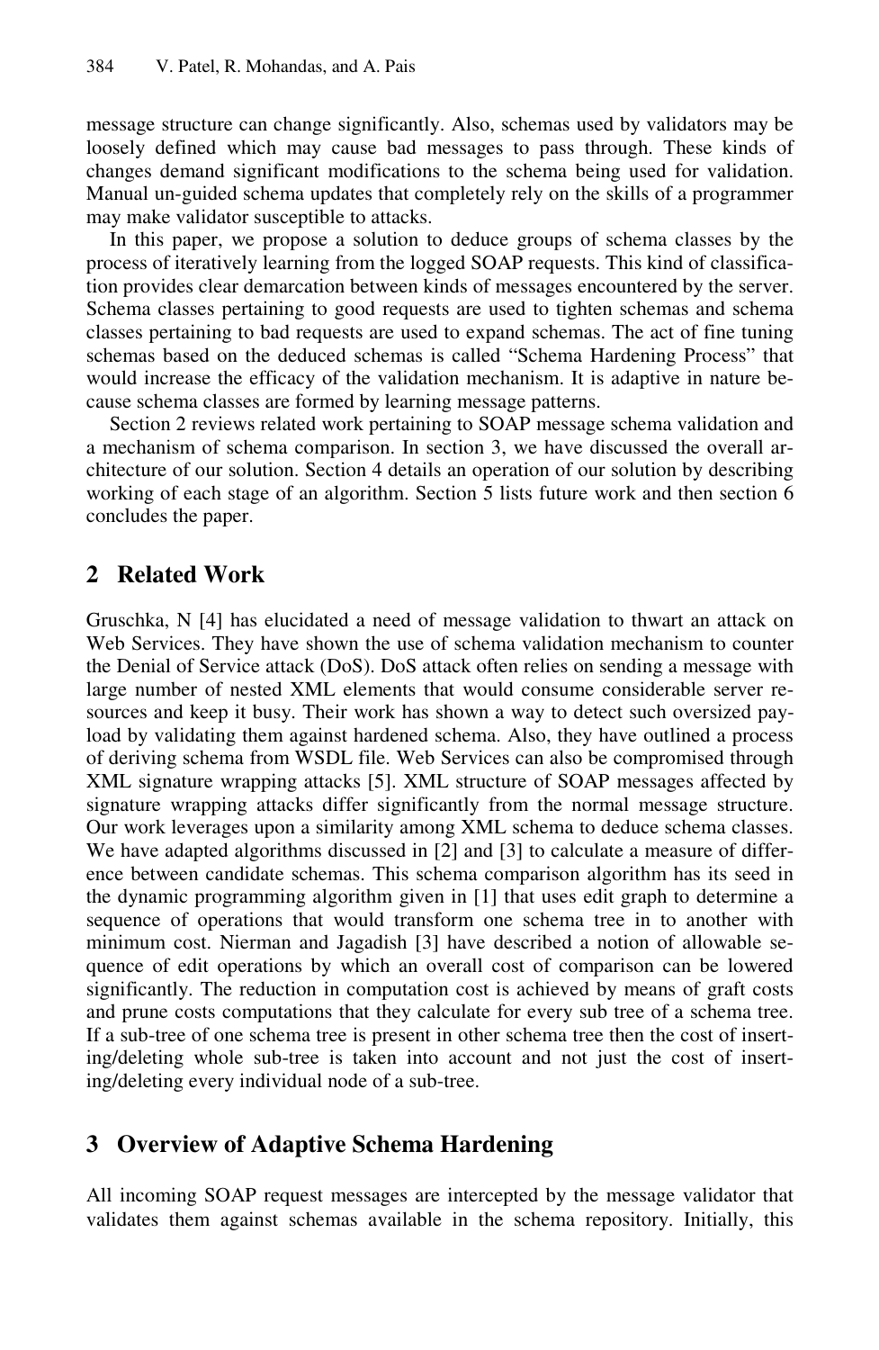message structure can change significantly. Also, schemas used by validators may be loosely defined which may cause bad messages to pass through. These kinds of changes demand significant modifications to the schema being used for validation. Manual un-guided schema updates that completely rely on the skills of a programmer may make validator susceptible to attacks.

In this paper, we propose a solution to deduce groups of schema classes by the process of iteratively learning from the logged SOAP requests. This kind of classification provides clear demarcation between kinds of messages encountered by the server. Schema classes pertaining to good requests are used to tighten schemas and schema classes pertaining to bad requests are used to expand schemas. The act of fine tuning schemas based on the deduced schemas is called "Schema Hardening Process" that would increase the efficacy of the validation mechanism. It is adaptive in nature because schema classes are formed by learning message patterns.

Section 2 reviews related work pertaining to SOAP message schema validation and a mechanism of schema comparison. In section 3, we have discussed the overall architecture of our solution. Section 4 details an operation of our solution by describing working of each stage of an algorithm. Section 5 lists future work and then section 6 concludes the paper.

## 2 Related Work

Gruschka, N [4] has elucidated a need of message validation to thwart an attack on Web Services. They have shown the use of schema validation mechanism to counter the Denial of Service attack (DoS). DoS attack often relies on sending a message with large number of nested XML elements that would consume considerable server resources and keep it busy. Their work has shown a way to detect such oversized payload by validating them against hardened schema. Also, they have outlined a process of deriving schema from WSDL file. Web Services can also be compromised through XML signature wrapping attacks [5]. XML structure of SOAP messages affected by signature wrapping attacks differ significantly from the normal message structure. Our work leverages upon a similarity among XML schema to deduce schema classes. We have adapted algorithms discussed in [2] and [3] to calculate a measure of difference between candidate schemas. This schema comparison algorithm has its seed in the dynamic programming algorithm given in [1] that uses edit graph to determine a sequence of operations that would transform one schema tree in to another with minimum cost. Nierman and Jagadish [3] have described a notion of allowable sequence of edit operations by which an overall cost of comparison can be lowered significantly. The reduction in computation cost is achieved by means of graft costs and prune costs computations that they calculate for every sub tree of a schema tree. If a sub-tree of one schema tree is present in other schema tree then the cost of inserting/deleting whole sub-tree is taken into account and not just the cost of inserting/deleting every individual node of a sub-tree.

## 3 Overview of Adaptive Schema Hardening

All incoming SOAP request messages are intercepted by the message validator that validates them against schemas available in the schema repository. Initially, this